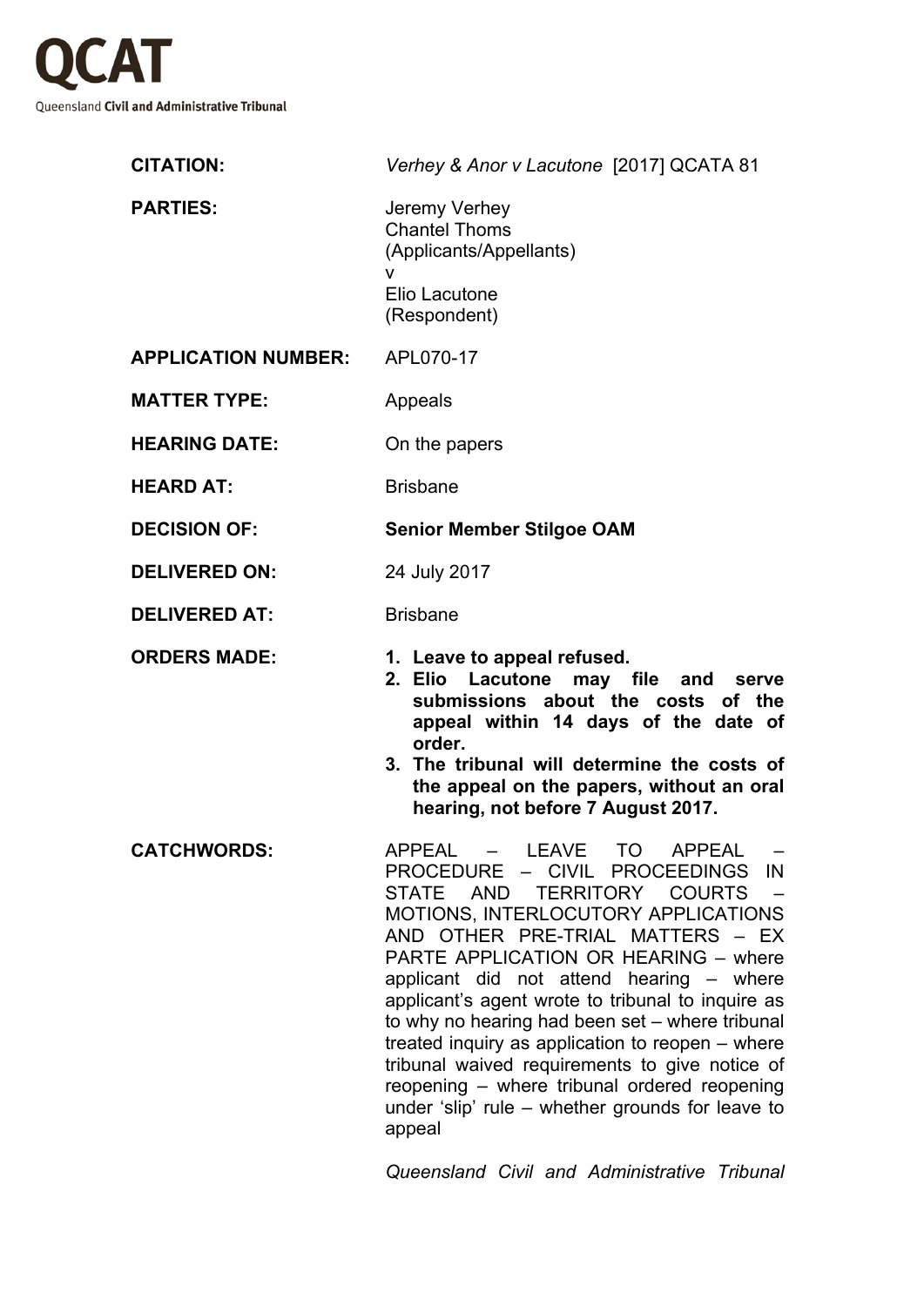# QCAT

Queensland **Civil and Administrative Tribunal**

| | |
|---|---|
| **CITATION:** | *Verhey & Anor v Lacutone* [2017] QCATA 81 |
| **PARTIES:** | Jeremy Verhey<br>Chantel Thoms<br>(Applicants/Appellants)<br>v<br>Elio Lacutone<br>(Respondent) |
| **APPLICATION NUMBER:** | APL070-17 |
| **MATTER TYPE:** | Appeals |
| **HEARING DATE:** | On the papers |
| **HEARD AT:** | Brisbane |
| **DECISION OF:** | **Senior Member Stilgoe OAM** |
| **DELIVERED ON:** | 24 July 2017 |
| **DELIVERED AT:** | Brisbane |
| **ORDERS MADE:** | **1. Leave to appeal refused.**<br>**2. Elio Lacutone may file and serve submissions about the costs of the appeal within 14 days of the date of order.**<br>**3. The tribunal will determine the costs of the appeal on the papers, without an oral hearing, not before 7 August 2017.** |
| **CATCHWORDS:** | APPEAL – LEAVE TO APPEAL – PROCEDURE – CIVIL PROCEEDINGS IN STATE AND TERRITORY COURTS – MOTIONS, INTERLOCUTORY APPLICATIONS AND OTHER PRE-TRIAL MATTERS – EX PARTE APPLICATION OR HEARING – where applicant did not attend hearing – where applicant's agent wrote to tribunal to inquire as to why no hearing had been set – where tribunal treated inquiry as application to reopen – where tribunal waived requirements to give notice of reopening – where tribunal ordered reopening under 'slip' rule – whether grounds for leave to appeal<br><br>*Queensland Civil and Administrative Tribunal* |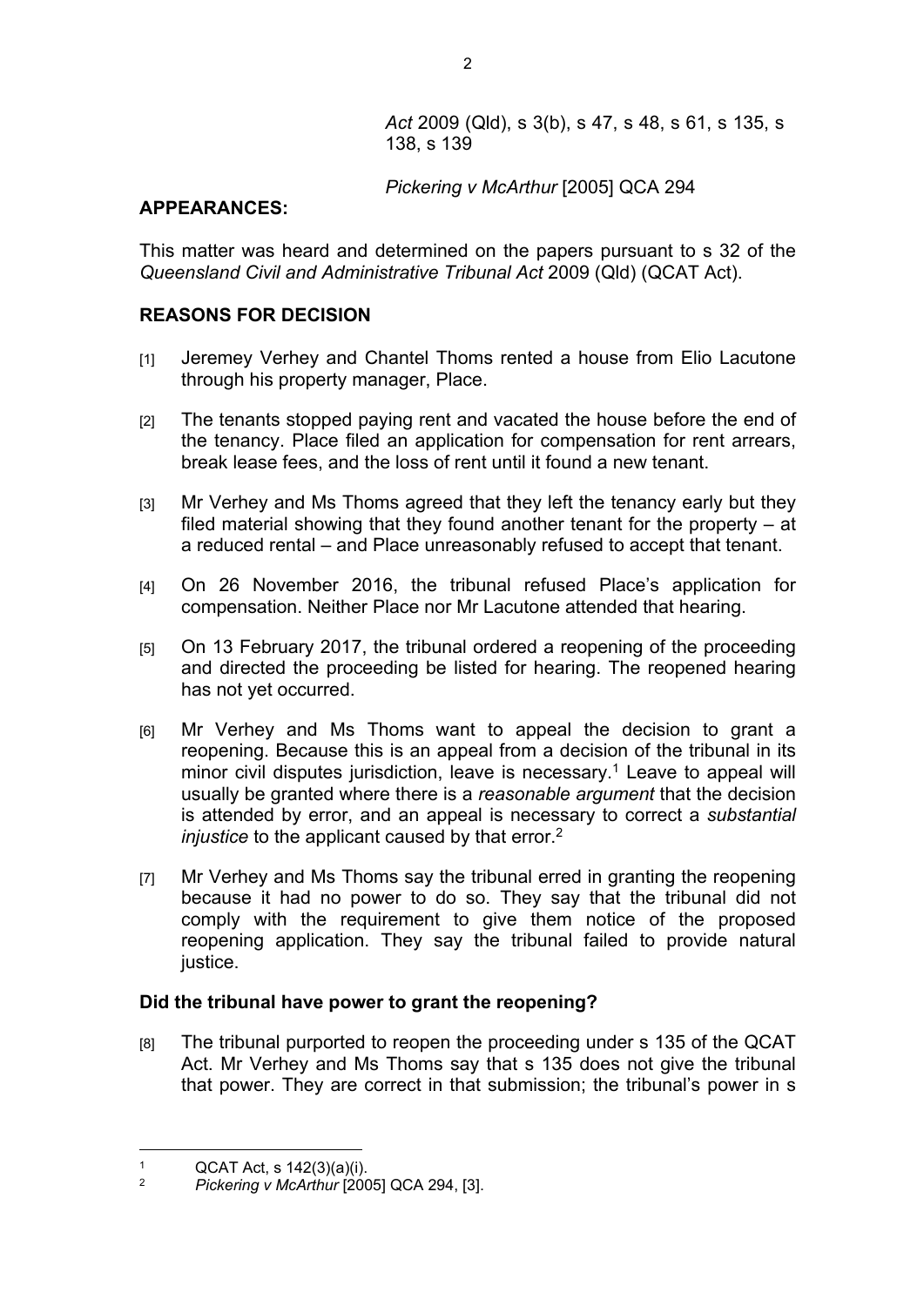*Act* 2009 (Qld), s 3(b), s 47, s 48, s 61, s 135, s 138, s 139

*Pickering v McArthur* [2005] QCA 294

**APPEARANCES:**

This matter was heard and determined on the papers pursuant to s 32 of the *Queensland Civil and Administrative Tribunal Act* 2009 (Qld) (QCAT Act).

**REASONS FOR DECISION**

[1] Jeremey Verhey and Chantel Thoms rented a house from Elio Lacutone through his property manager, Place.

[2] The tenants stopped paying rent and vacated the house before the end of the tenancy. Place filed an application for compensation for rent arrears, break lease fees, and the loss of rent until it found a new tenant.

[3] Mr Verhey and Ms Thoms agreed that they left the tenancy early but they filed material showing that they found another tenant for the property – at a reduced rental – and Place unreasonably refused to accept that tenant.

[4] On 26 November 2016, the tribunal refused Place's application for compensation. Neither Place nor Mr Lacutone attended that hearing.

[5] On 13 February 2017, the tribunal ordered a reopening of the proceeding and directed the proceeding be listed for hearing. The reopened hearing has not yet occurred.

[6] Mr Verhey and Ms Thoms want to appeal the decision to grant a reopening. Because this is an appeal from a decision of the tribunal in its minor civil disputes jurisdiction, leave is necessary.[1] Leave to appeal will usually be granted where there is a *reasonable argument* that the decision is attended by error, and an appeal is necessary to correct a *substantial injustice* to the applicant caused by that error.[2]

[7] Mr Verhey and Ms Thoms say the tribunal erred in granting the reopening because it had no power to do so. They say that the tribunal did not comply with the requirement to give them notice of the proposed reopening application. They say the tribunal failed to provide natural justice.

**Did the tribunal have power to grant the reopening?**

[8] The tribunal purported to reopen the proceeding under s 135 of the QCAT Act. Mr Verhey and Ms Thoms say that s 135 does not give the tribunal that power. They are correct in that submission; the tribunal's power in s

---

[1] QCAT Act, s 142(3)(a)(i).

[2] *Pickering v McArthur* [2005] QCA 294, [3].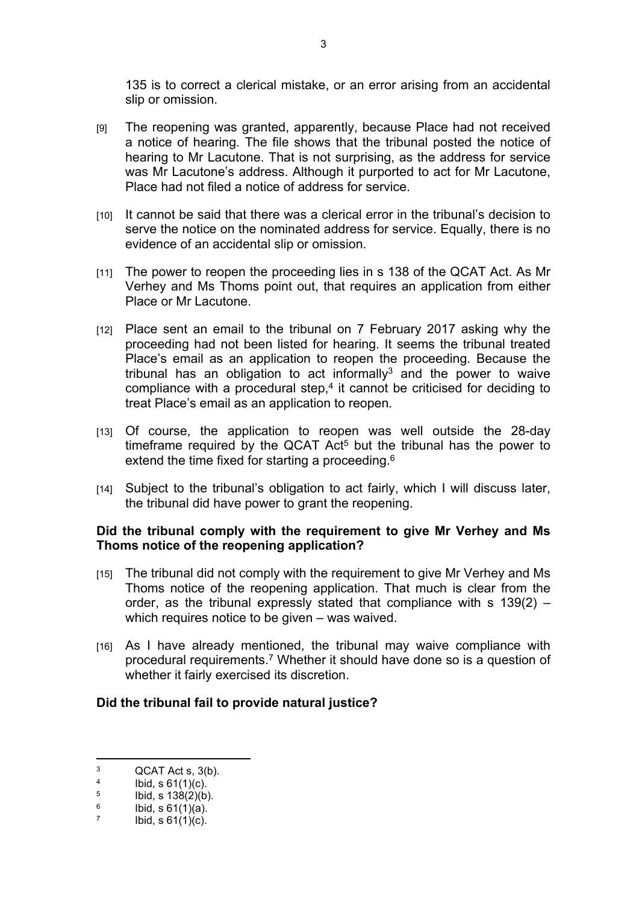135 is to correct a clerical mistake, or an error arising from an accidental slip or omission.

[9] The reopening was granted, apparently, because Place had not received a notice of hearing. The file shows that the tribunal posted the notice of hearing to Mr Lacutone. That is not surprising, as the address for service was Mr Lacutone's address. Although it purported to act for Mr Lacutone, Place had not filed a notice of address for service.

[10] It cannot be said that there was a clerical error in the tribunal's decision to serve the notice on the nominated address for service. Equally, there is no evidence of an accidental slip or omission.

[11] The power to reopen the proceeding lies in s 138 of the QCAT Act. As Mr Verhey and Ms Thoms point out, that requires an application from either Place or Mr Lacutone.

[12] Place sent an email to the tribunal on 7 February 2017 asking why the proceeding had not been listed for hearing. It seems the tribunal treated Place's email as an application to reopen the proceeding. Because the tribunal has an obligation to act informally[3] and the power to waive compliance with a procedural step,[4] it cannot be criticised for deciding to treat Place's email as an application to reopen.

[13] Of course, the application to reopen was well outside the 28-day timeframe required by the QCAT Act[5] but the tribunal has the power to extend the time fixed for starting a proceeding.[6]

[14] Subject to the tribunal's obligation to act fairly, which I will discuss later, the tribunal did have power to grant the reopening.

**Did the tribunal comply with the requirement to give Mr Verhey and Ms Thoms notice of the reopening application?**

[15] The tribunal did not comply with the requirement to give Mr Verhey and Ms Thoms notice of the reopening application. That much is clear from the order, as the tribunal expressly stated that compliance with s 139(2) – which requires notice to be given – was waived.

[16] As I have already mentioned, the tribunal may waive compliance with procedural requirements.[7] Whether it should have done so is a question of whether it fairly exercised its discretion.

**Did the tribunal fail to provide natural justice?**

---

[3] QCAT Act s, 3(b).

[4] Ibid, s 61(1)(c).

[5] Ibid, s 138(2)(b).

[6] Ibid, s 61(1)(a).

[7] Ibid, s 61(1)(c).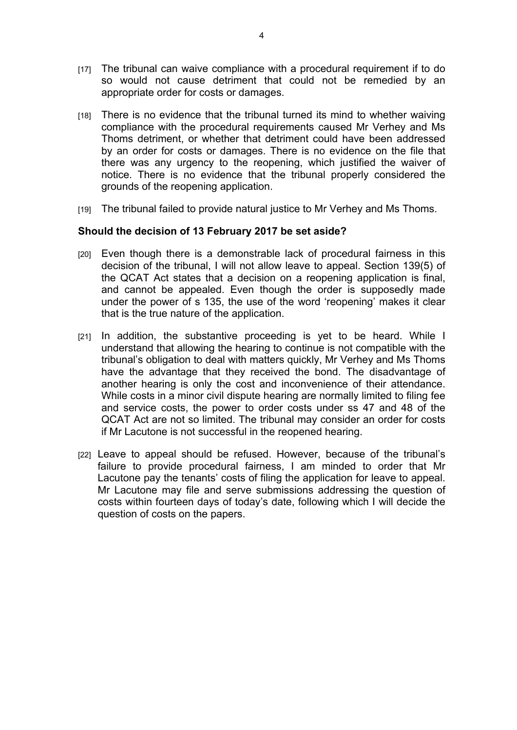[17] The tribunal can waive compliance with a procedural requirement if to do so would not cause detriment that could not be remedied by an appropriate order for costs or damages.

[18] There is no evidence that the tribunal turned its mind to whether waiving compliance with the procedural requirements caused Mr Verhey and Ms Thoms detriment, or whether that detriment could have been addressed by an order for costs or damages. There is no evidence on the file that there was any urgency to the reopening, which justified the waiver of notice. There is no evidence that the tribunal properly considered the grounds of the reopening application.

[19] The tribunal failed to provide natural justice to Mr Verhey and Ms Thoms.

**Should the decision of 13 February 2017 be set aside?**

[20] Even though there is a demonstrable lack of procedural fairness in this decision of the tribunal, I will not allow leave to appeal. Section 139(5) of the QCAT Act states that a decision on a reopening application is final, and cannot be appealed. Even though the order is supposedly made under the power of s 135, the use of the word 'reopening' makes it clear that is the true nature of the application.

[21] In addition, the substantive proceeding is yet to be heard. While I understand that allowing the hearing to continue is not compatible with the tribunal's obligation to deal with matters quickly, Mr Verhey and Ms Thoms have the advantage that they received the bond. The disadvantage of another hearing is only the cost and inconvenience of their attendance. While costs in a minor civil dispute hearing are normally limited to filing fee and service costs, the power to order costs under ss 47 and 48 of the QCAT Act are not so limited. The tribunal may consider an order for costs if Mr Lacutone is not successful in the reopened hearing.

[22] Leave to appeal should be refused. However, because of the tribunal's failure to provide procedural fairness, I am minded to order that Mr Lacutone pay the tenants' costs of filing the application for leave to appeal. Mr Lacutone may file and serve submissions addressing the question of costs within fourteen days of today's date, following which I will decide the question of costs on the papers.